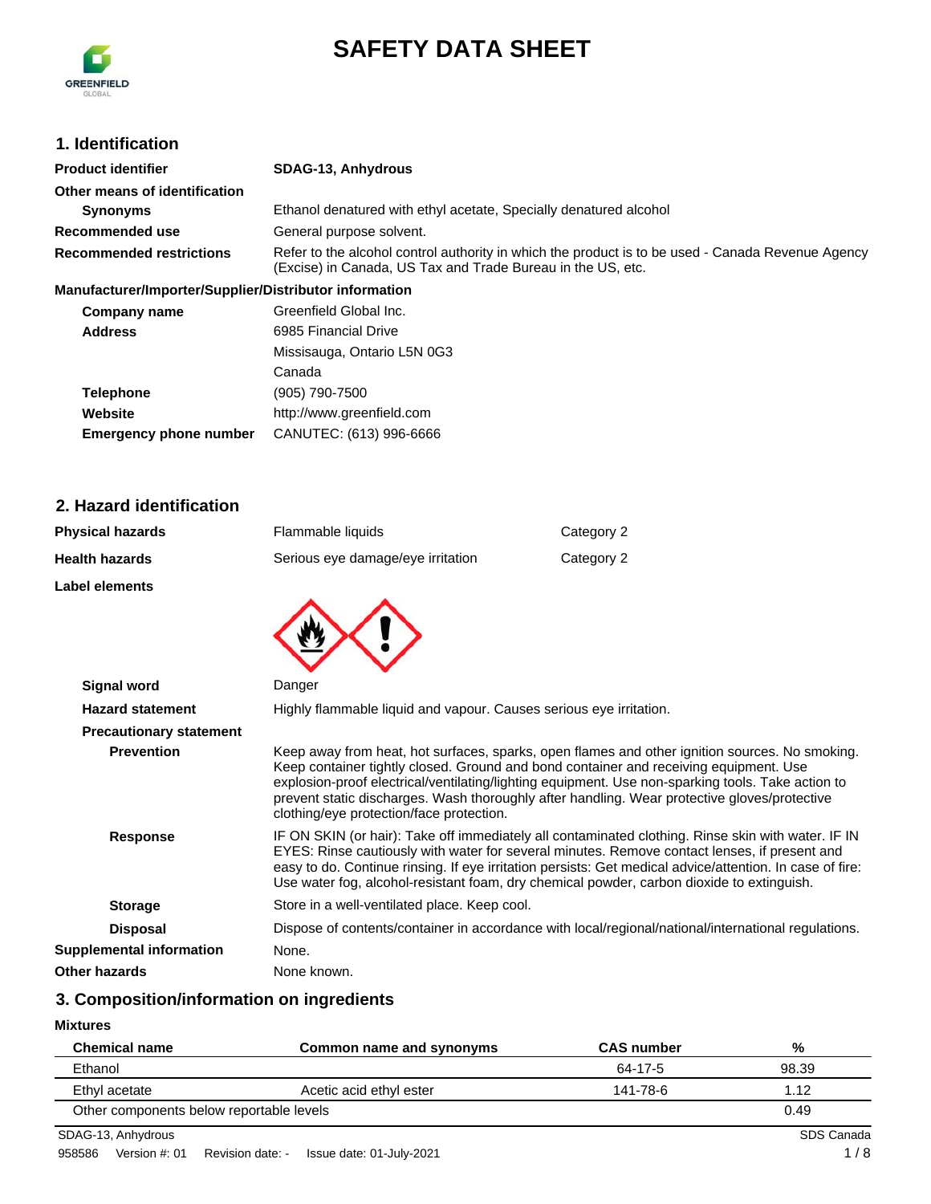# SAFETY DATA SHEET

## 1. Identification

| | |
|---|---|
| **Product identifier** | **SDAG-13, Anhydrous** |
| **Other means of identification** | |
| **Synonyms** | Ethanol denatured with ethyl acetate, Specially denatured alcohol |
| **Recommended use** | General purpose solvent. |
| **Recommended restrictions** | Refer to the alcohol control authority in which the product is to be used - Canada Revenue Agency (Excise) in Canada, US Tax and Trade Bureau in the US, etc. |

**Manufacturer/Importer/Supplier/Distributor information**

| | |
|---|---|
| **Company name** | Greenfield Global Inc. |
| **Address** | 6985 Financial Drive<br>Missisauga, Ontario L5N 0G3<br>Canada |
| **Telephone** | (905) 790-7500 |
| **Website** | http://www.greenfield.com |
| **Emergency phone number** | CANUTEC: (613) 996-6666 |

## 2. Hazard identification

| | | |
|---|---|---|
| **Physical hazards** | Flammable liquids | Category 2 |
| **Health hazards** | Serious eye damage/eye irritation | Category 2 |

**Label elements**

**Signal word** Danger

**Hazard statement** Highly flammable liquid and vapour. Causes serious eye irritation.

**Precautionary statement**

**Prevention** Keep away from heat, hot surfaces, sparks, open flames and other ignition sources. No smoking. Keep container tightly closed. Ground and bond container and receiving equipment. Use explosion-proof electrical/ventilating/lighting equipment. Use non-sparking tools. Take action to prevent static discharges. Wash thoroughly after handling. Wear protective gloves/protective clothing/eye protection/face protection.

**Response** IF ON SKIN (or hair): Take off immediately all contaminated clothing. Rinse skin with water. IF IN EYES: Rinse cautiously with water for several minutes. Remove contact lenses, if present and easy to do. Continue rinsing. If eye irritation persists: Get medical advice/attention. In case of fire: Use water fog, alcohol-resistant foam, dry chemical powder, carbon dioxide to extinguish.

**Storage** Store in a well-ventilated place. Keep cool.

**Disposal** Dispose of contents/container in accordance with local/regional/national/international regulations.

**Supplemental information** None.

**Other hazards** None known.

## 3. Composition/information on ingredients

**Mixtures**

| Chemical name | Common name and synonyms | CAS number | % |
|---|---|---|---|
| Ethanol | | 64-17-5 | 98.39 |
| Ethyl acetate | Acetic acid ethyl ester | 141-78-6 | 1.12 |
| Other components below reportable levels | | | 0.49 |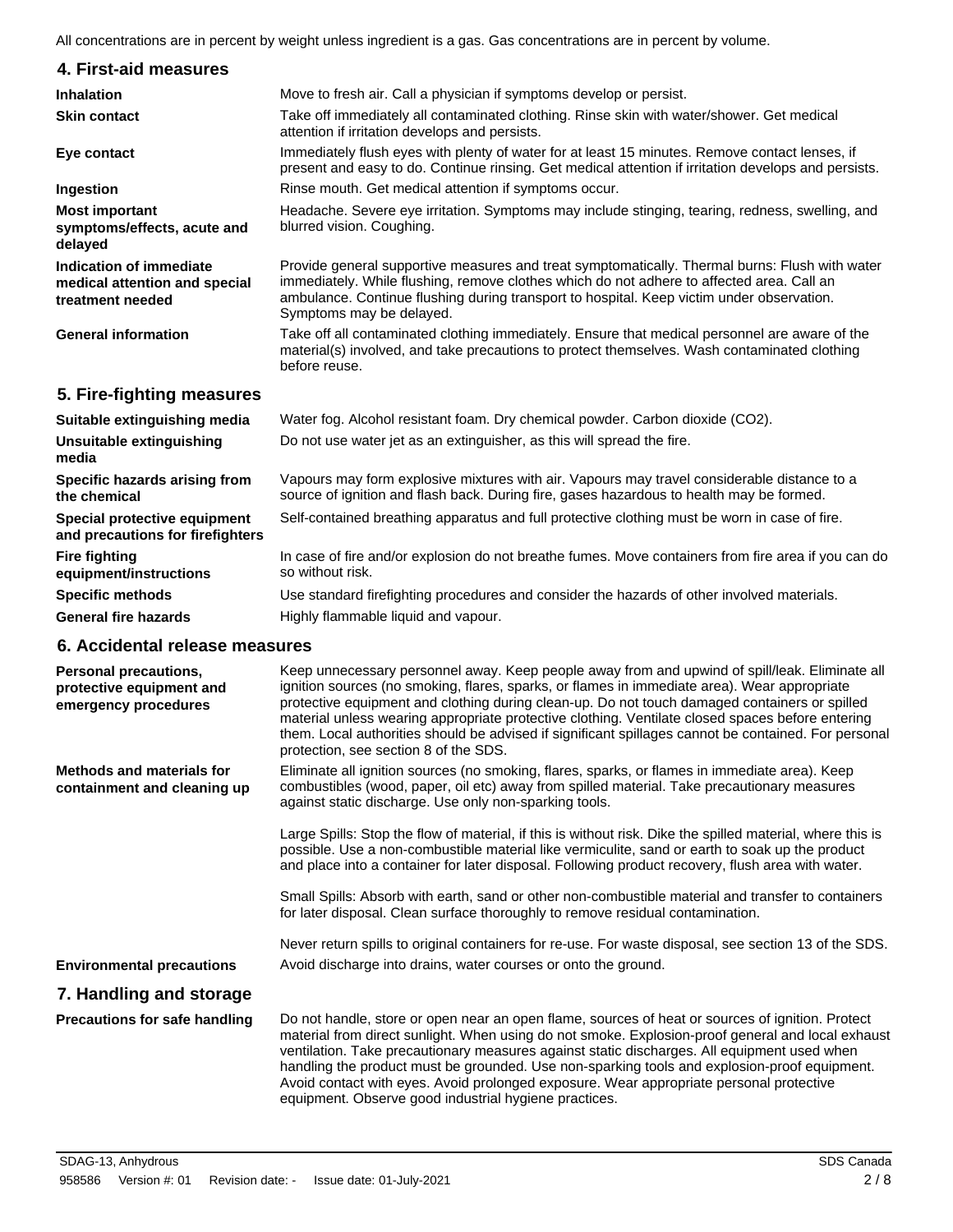All concentrations are in percent by weight unless ingredient is a gas. Gas concentrations are in percent by volume.

## 4. First-aid measures

| | |
|---|---|
| **Inhalation** | Move to fresh air. Call a physician if symptoms develop or persist. |
| **Skin contact** | Take off immediately all contaminated clothing. Rinse skin with water/shower. Get medical attention if irritation develops and persists. |
| **Eye contact** | Immediately flush eyes with plenty of water for at least 15 minutes. Remove contact lenses, if present and easy to do. Continue rinsing. Get medical attention if irritation develops and persists. |
| **Ingestion** | Rinse mouth. Get medical attention if symptoms occur. |
| **Most important symptoms/effects, acute and delayed** | Headache. Severe eye irritation. Symptoms may include stinging, tearing, redness, swelling, and blurred vision. Coughing. |
| **Indication of immediate medical attention and special treatment needed** | Provide general supportive measures and treat symptomatically. Thermal burns: Flush with water immediately. While flushing, remove clothes which do not adhere to affected area. Call an ambulance. Continue flushing during transport to hospital. Keep victim under observation. Symptoms may be delayed. |
| **General information** | Take off all contaminated clothing immediately. Ensure that medical personnel are aware of the material(s) involved, and take precautions to protect themselves. Wash contaminated clothing before reuse. |

## 5. Fire-fighting measures

| | |
|---|---|
| **Suitable extinguishing media** | Water fog. Alcohol resistant foam. Dry chemical powder. Carbon dioxide ($CO_2$). |
| **Unsuitable extinguishing media** | Do not use water jet as an extinguisher, as this will spread the fire. |
| **Specific hazards arising from the chemical** | Vapours may form explosive mixtures with air. Vapours may travel considerable distance to a source of ignition and flash back. During fire, gases hazardous to health may be formed. |
| **Special protective equipment and precautions for firefighters** | Self-contained breathing apparatus and full protective clothing must be worn in case of fire. |
| **Fire fighting equipment/instructions** | In case of fire and/or explosion do not breathe fumes. Move containers from fire area if you can do so without risk. |
| **Specific methods** | Use standard firefighting procedures and consider the hazards of other involved materials. |
| **General fire hazards** | Highly flammable liquid and vapour. |

## 6. Accidental release measures

**Personal precautions, protective equipment and emergency procedures**

Keep unnecessary personnel away. Keep people away from and upwind of spill/leak. Eliminate all ignition sources (no smoking, flares, sparks, or flames in immediate area). Wear appropriate protective equipment and clothing during clean-up. Do not touch damaged containers or spilled material unless wearing appropriate protective clothing. Ventilate closed spaces before entering them. Local authorities should be advised if significant spillages cannot be contained. For personal protection, see section 8 of the SDS.

**Methods and materials for containment and cleaning up**

Eliminate all ignition sources (no smoking, flares, sparks, or flames in immediate area). Keep combustibles (wood, paper, oil etc) away from spilled material. Take precautionary measures against static discharge. Use only non-sparking tools.

Large Spills: Stop the flow of material, if this is without risk. Dike the spilled material, where this is possible. Use a non-combustible material like vermiculite, sand or earth to soak up the product and place into a container for later disposal. Following product recovery, flush area with water.

Small Spills: Absorb with earth, sand or other non-combustible material and transfer to containers for later disposal. Clean surface thoroughly to remove residual contamination.

Never return spills to original containers for re-use. For waste disposal, see section 13 of the SDS.

**Environmental precautions**

Avoid discharge into drains, water courses or onto the ground.

## 7. Handling and storage

**Precautions for safe handling**

Do not handle, store or open near an open flame, sources of heat or sources of ignition. Protect material from direct sunlight. When using do not smoke. Explosion-proof general and local exhaust ventilation. Take precautionary measures against static discharges. All equipment used when handling the product must be grounded. Use non-sparking tools and explosion-proof equipment. Avoid contact with eyes. Avoid prolonged exposure. Wear appropriate personal protective equipment. Observe good industrial hygiene practices.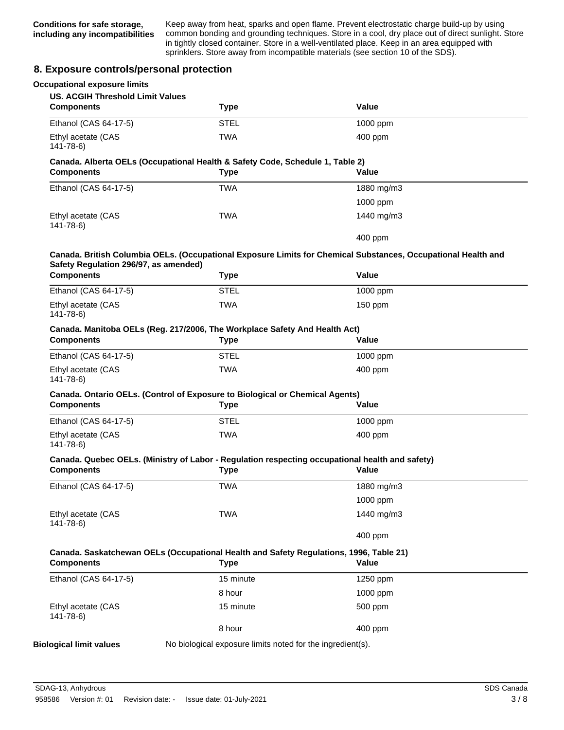**Conditions for safe storage, including any incompatibilities**

Keep away from heat, sparks and open flame. Prevent electrostatic charge build-up by using common bonding and grounding techniques. Store in a cool, dry place out of direct sunlight. Store in tightly closed container. Store in a well-ventilated place. Keep in an area equipped with sprinklers. Store away from incompatible materials (see section 10 of the SDS).

## 8. Exposure controls/personal protection

**Occupational exposure limits**

**US. ACGIH Threshold Limit Values**

| Components | Type | Value |
|---|---|---|
| Ethanol (CAS 64-17-5) | STEL | 1000 ppm |
| Ethyl acetate (CAS 141-78-6) | TWA | 400 ppm |

**Canada. Alberta OELs (Occupational Health & Safety Code, Schedule 1, Table 2)**

| Components | Type | Value |
|---|---|---|
| Ethanol (CAS 64-17-5) | TWA | 1880 mg/m3 |
| | | 1000 ppm |
| Ethyl acetate (CAS 141-78-6) | TWA | 1440 mg/m3 |
| | | 400 ppm |

**Canada. British Columbia OELs. (Occupational Exposure Limits for Chemical Substances, Occupational Health and Safety Regulation 296/97, as amended)**

| Components | Type | Value |
|---|---|---|
| Ethanol (CAS 64-17-5) | STEL | 1000 ppm |
| Ethyl acetate (CAS 141-78-6) | TWA | 150 ppm |

**Canada. Manitoba OELs (Reg. 217/2006, The Workplace Safety And Health Act)**

| Components | Type | Value |
|---|---|---|
| Ethanol (CAS 64-17-5) | STEL | 1000 ppm |
| Ethyl acetate (CAS 141-78-6) | TWA | 400 ppm |

**Canada. Ontario OELs. (Control of Exposure to Biological or Chemical Agents)**

| Components | Type | Value |
|---|---|---|
| Ethanol (CAS 64-17-5) | STEL | 1000 ppm |
| Ethyl acetate (CAS 141-78-6) | TWA | 400 ppm |

**Canada. Quebec OELs. (Ministry of Labor - Regulation respecting occupational health and safety)**

| Components | Type | Value |
|---|---|---|
| Ethanol (CAS 64-17-5) | TWA | 1880 mg/m3 |
| | | 1000 ppm |
| Ethyl acetate (CAS 141-78-6) | TWA | 1440 mg/m3 |
| | | 400 ppm |

**Canada. Saskatchewan OELs (Occupational Health and Safety Regulations, 1996, Table 21)**

| Components | Type | Value |
|---|---|---|
| Ethanol (CAS 64-17-5) | 15 minute | 1250 ppm |
| | 8 hour | 1000 ppm |
| Ethyl acetate (CAS 141-78-6) | 15 minute | 500 ppm |
| | 8 hour | 400 ppm |

**Biological limit values** No biological exposure limits noted for the ingredient(s).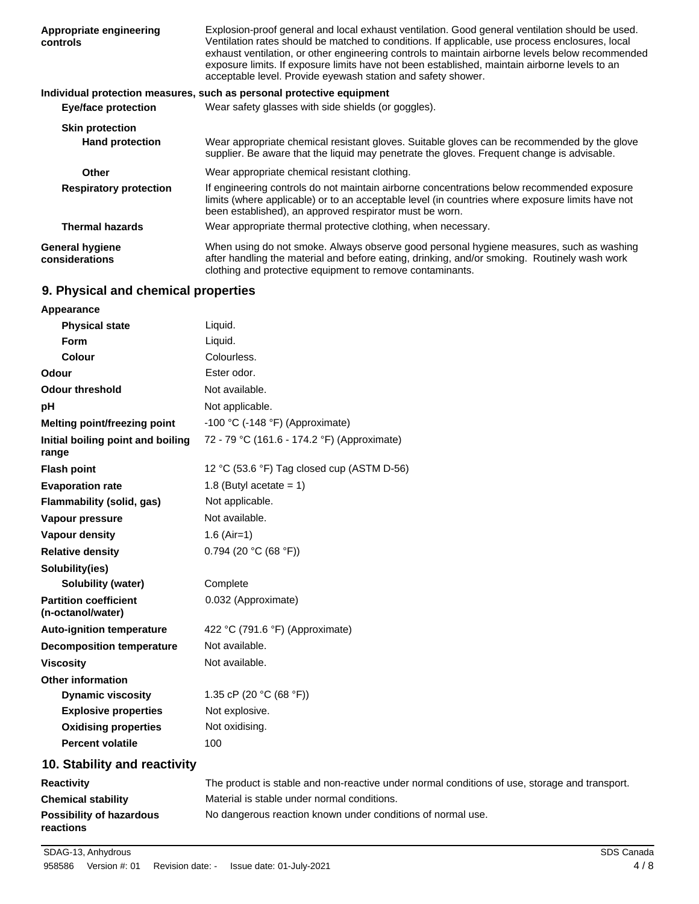| | |
|---|---|
| **Appropriate engineering controls** | Explosion-proof general and local exhaust ventilation. Good general ventilation should be used. Ventilation rates should be matched to conditions. If applicable, use process enclosures, local exhaust ventilation, or other engineering controls to maintain airborne levels below recommended exposure limits. If exposure limits have not been established, maintain airborne levels to an acceptable level. Provide eyewash station and safety shower. |

**Individual protection measures, such as personal protective equipment**

| | |
|---|---|
| **Eye/face protection** | Wear safety glasses with side shields (or goggles). |
| **Skin protection** | |
| **Hand protection** | Wear appropriate chemical resistant gloves. Suitable gloves can be recommended by the glove supplier. Be aware that the liquid may penetrate the gloves. Frequent change is advisable. |
| **Other** | Wear appropriate chemical resistant clothing. |
| **Respiratory protection** | If engineering controls do not maintain airborne concentrations below recommended exposure limits (where applicable) or to an acceptable level (in countries where exposure limits have not been established), an approved respirator must be worn. |
| **Thermal hazards** | Wear appropriate thermal protective clothing, when necessary. |
| **General hygiene considerations** | When using do not smoke. Always observe good personal hygiene measures, such as washing after handling the material and before eating, drinking, and/or smoking. Routinely wash work clothing and protective equipment to remove contaminants. |

## 9. Physical and chemical properties

| | |
|---|---|
| **Appearance** | |
| **Physical state** | Liquid. |
| **Form** | Liquid. |
| **Colour** | Colourless. |
| **Odour** | Ester odor. |
| **Odour threshold** | Not available. |
| **pH** | Not applicable. |
| **Melting point/freezing point** | -100 °C (-148 °F) (Approximate) |
| **Initial boiling point and boiling range** | 72 - 79 °C (161.6 - 174.2 °F) (Approximate) |
| **Flash point** | 12 °C (53.6 °F) Tag closed cup (ASTM D-56) |
| **Evaporation rate** | 1.8 (Butyl acetate = 1) |
| **Flammability (solid, gas)** | Not applicable. |
| **Vapour pressure** | Not available. |
| **Vapour density** | 1.6 (Air=1) |
| **Relative density** | 0.794 (20 °C (68 °F)) |
| **Solubility(ies)** | |
| **Solubility (water)** | Complete |
| **Partition coefficient (n-octanol/water)** | 0.032 (Approximate) |
| **Auto-ignition temperature** | 422 °C (791.6 °F) (Approximate) |
| **Decomposition temperature** | Not available. |
| **Viscosity** | Not available. |
| **Other information** | |
| **Dynamic viscosity** | 1.35 cP (20 °C (68 °F)) |
| **Explosive properties** | Not explosive. |
| **Oxidising properties** | Not oxidising. |
| **Percent volatile** | 100 |

## 10. Stability and reactivity

| | |
|---|---|
| **Reactivity** | The product is stable and non-reactive under normal conditions of use, storage and transport. |
| **Chemical stability** | Material is stable under normal conditions. |
| **Possibility of hazardous reactions** | No dangerous reaction known under conditions of normal use. |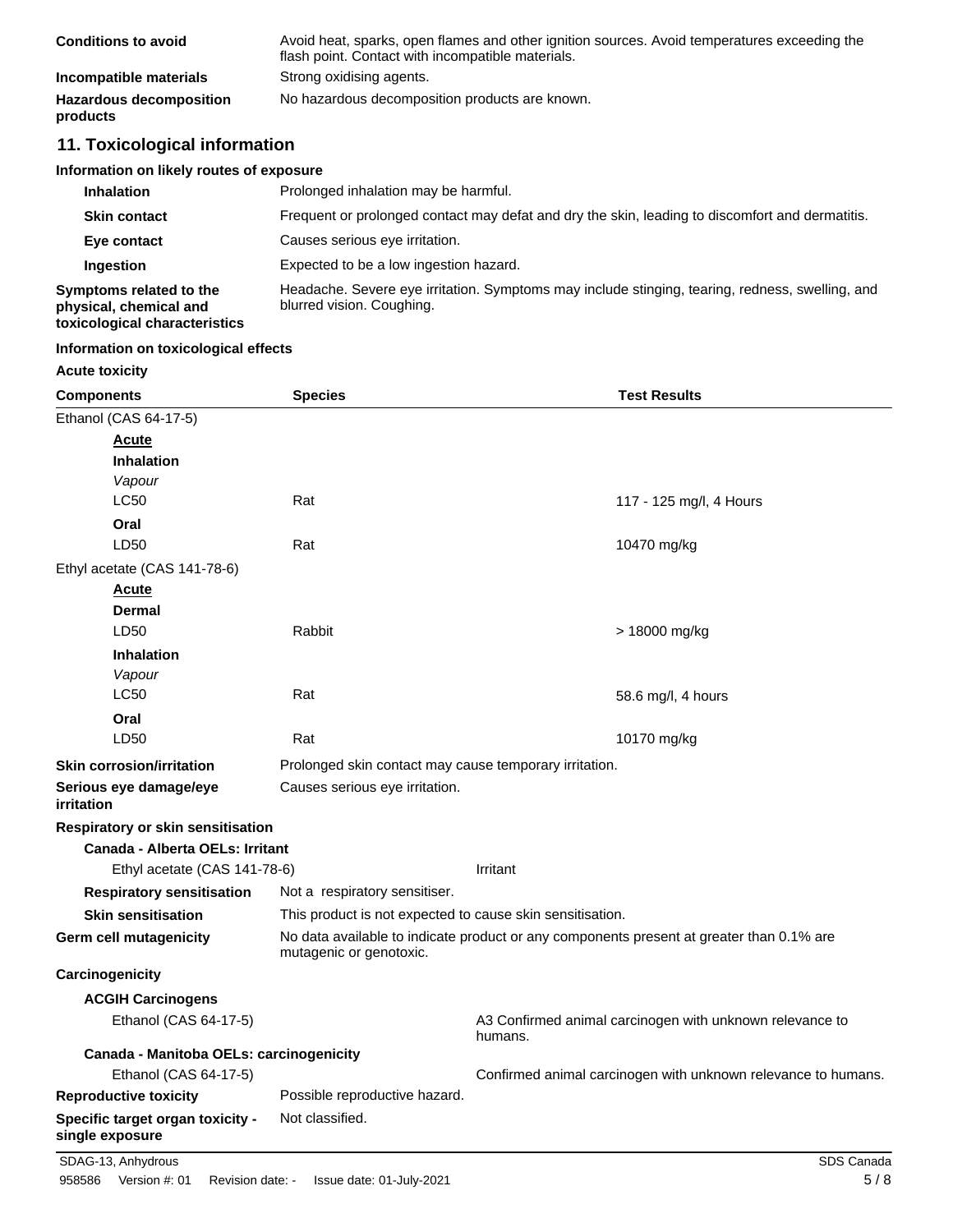| | |
|---|---|
| **Conditions to avoid** | Avoid heat, sparks, open flames and other ignition sources. Avoid temperatures exceeding the flash point. Contact with incompatible materials. |
| **Incompatible materials** | Strong oxidising agents. |
| **Hazardous decomposition products** | No hazardous decomposition products are known. |

## 11. Toxicological information

### Information on likely routes of exposure

| | |
|---|---|
| **Inhalation** | Prolonged inhalation may be harmful. |
| **Skin contact** | Frequent or prolonged contact may defat and dry the skin, leading to discomfort and dermatitis. |
| **Eye contact** | Causes serious eye irritation. |
| **Ingestion** | Expected to be a low ingestion hazard. |
| **Symptoms related to the physical, chemical and toxicological characteristics** | Headache. Severe eye irritation. Symptoms may include stinging, tearing, redness, swelling, and blurred vision. Coughing. |

### Information on toxicological effects

**Acute toxicity**

| Components | Species | Test Results |
|---|---|---|
| Ethanol (CAS 64-17-5) | | |
| **Acute** | | |
| **Inhalation** | | |
| *Vapour* | | |
| LC50 | Rat | 117 - 125 mg/l, 4 Hours |
| **Oral** | | |
| LD50 | Rat | 10470 mg/kg |
| Ethyl acetate (CAS 141-78-6) | | |
| **Acute** | | |
| **Dermal** | | |
| LD50 | Rabbit | > 18000 mg/kg |
| **Inhalation** | | |
| *Vapour* | | |
| LC50 | Rat | 58.6 mg/l, 4 hours |
| **Oral** | | |
| LD50 | Rat | 10170 mg/kg |

| | |
|---|---|
| **Skin corrosion/irritation** | Prolonged skin contact may cause temporary irritation. |
| **Serious eye damage/eye irritation** | Causes serious eye irritation. |

**Respiratory or skin sensitisation**

**Canada - Alberta OELs: Irritant**

| | |
|---|---|
| Ethyl acetate (CAS 141-78-6) | Irritant |

| | |
|---|---|
| **Respiratory sensitisation** | Not a respiratory sensitiser. |
| **Skin sensitisation** | This product is not expected to cause skin sensitisation. |
| **Germ cell mutagenicity** | No data available to indicate product or any components present at greater than 0.1% are mutagenic or genotoxic. |

**Carcinogenicity**

**ACGIH Carcinogens**

| | |
|---|---|
| Ethanol (CAS 64-17-5) | A3 Confirmed animal carcinogen with unknown relevance to humans. |

**Canada - Manitoba OELs: carcinogenicity**

| | |
|---|---|
| Ethanol (CAS 64-17-5) | Confirmed animal carcinogen with unknown relevance to humans. |

| | |
|---|---|
| **Reproductive toxicity** | Possible reproductive hazard. |
| **Specific target organ toxicity - single exposure** | Not classified. |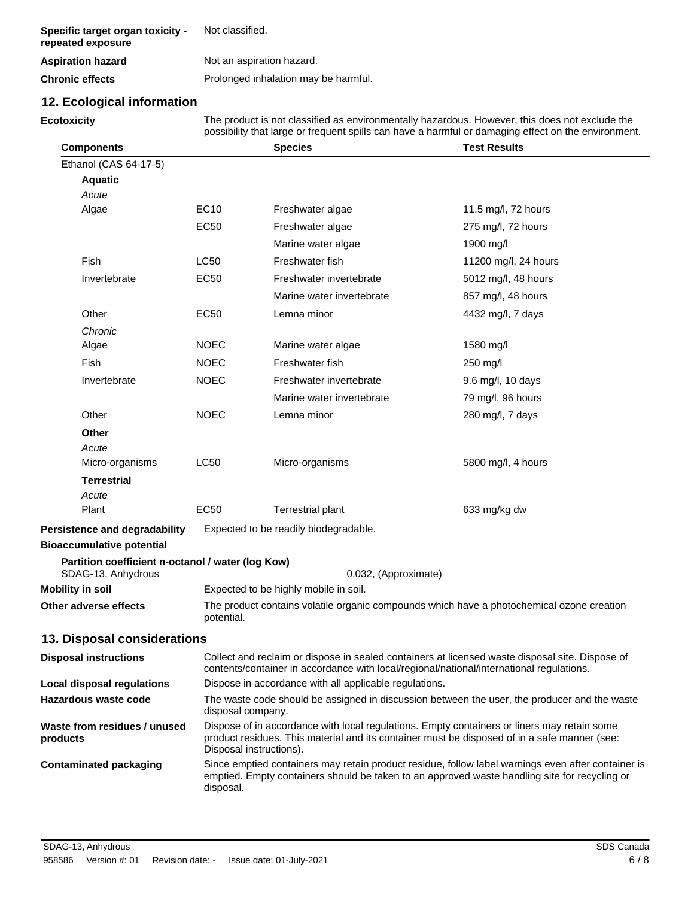| | |
|---|---|
| **Specific target organ toxicity - repeated exposure** | Not classified. |
| **Aspiration hazard** | Not an aspiration hazard. |
| **Chronic effects** | Prolonged inhalation may be harmful. |

## 12. Ecological information

**Ecotoxicity** The product is not classified as environmentally hazardous. However, this does not exclude the possibility that large or frequent spills can have a harmful or damaging effect on the environment.

| Components | | Species | Test Results |
|---|---|---|---|
| Ethanol (CAS 64-17-5) | | | |
| **Aquatic** | | | |
| *Acute* | | | |
| Algae | EC10 | Freshwater algae | 11.5 mg/l, 72 hours |
| | EC50 | Freshwater algae | 275 mg/l, 72 hours |
| | | Marine water algae | 1900 mg/l |
| Fish | LC50 | Freshwater fish | 11200 mg/l, 24 hours |
| Invertebrate | EC50 | Freshwater invertebrate | 5012 mg/l, 48 hours |
| | | Marine water invertebrate | 857 mg/l, 48 hours |
| Other | EC50 | Lemna minor | 4432 mg/l, 7 days |
| *Chronic* | | | |
| Algae | NOEC | Marine water algae | 1580 mg/l |
| Fish | NOEC | Freshwater fish | 250 mg/l |
| Invertebrate | NOEC | Freshwater invertebrate | 9.6 mg/l, 10 days |
| | | Marine water invertebrate | 79 mg/l, 96 hours |
| Other | NOEC | Lemna minor | 280 mg/l, 7 days |
| **Other** | | | |
| *Acute* | | | |
| Micro-organisms | LC50 | Micro-organisms | 5800 mg/l, 4 hours |
| **Terrestrial** | | | |
| *Acute* | | | |
| Plant | EC50 | Terrestrial plant | 633 mg/kg dw |

**Persistence and degradability** Expected to be readily biodegradable.

**Bioaccumulative potential**

**Partition coefficient n-octanol / water (log Kow)**
SDAG-13, Anhydrous 0.032, (Approximate)

**Mobility in soil** Expected to be highly mobile in soil.

**Other adverse effects** The product contains volatile organic compounds which have a photochemical ozone creation potential.

## 13. Disposal considerations

| | |
|---|---|
| **Disposal instructions** | Collect and reclaim or dispose in sealed containers at licensed waste disposal site. Dispose of contents/container in accordance with local/regional/national/international regulations. |
| **Local disposal regulations** | Dispose in accordance with all applicable regulations. |
| **Hazardous waste code** | The waste code should be assigned in discussion between the user, the producer and the waste disposal company. |
| **Waste from residues / unused products** | Dispose of in accordance with local regulations. Empty containers or liners may retain some product residues. This material and its container must be disposed of in a safe manner (see: Disposal instructions). |
| **Contaminated packaging** | Since emptied containers may retain product residue, follow label warnings even after container is emptied. Empty containers should be taken to an approved waste handling site for recycling or disposal. |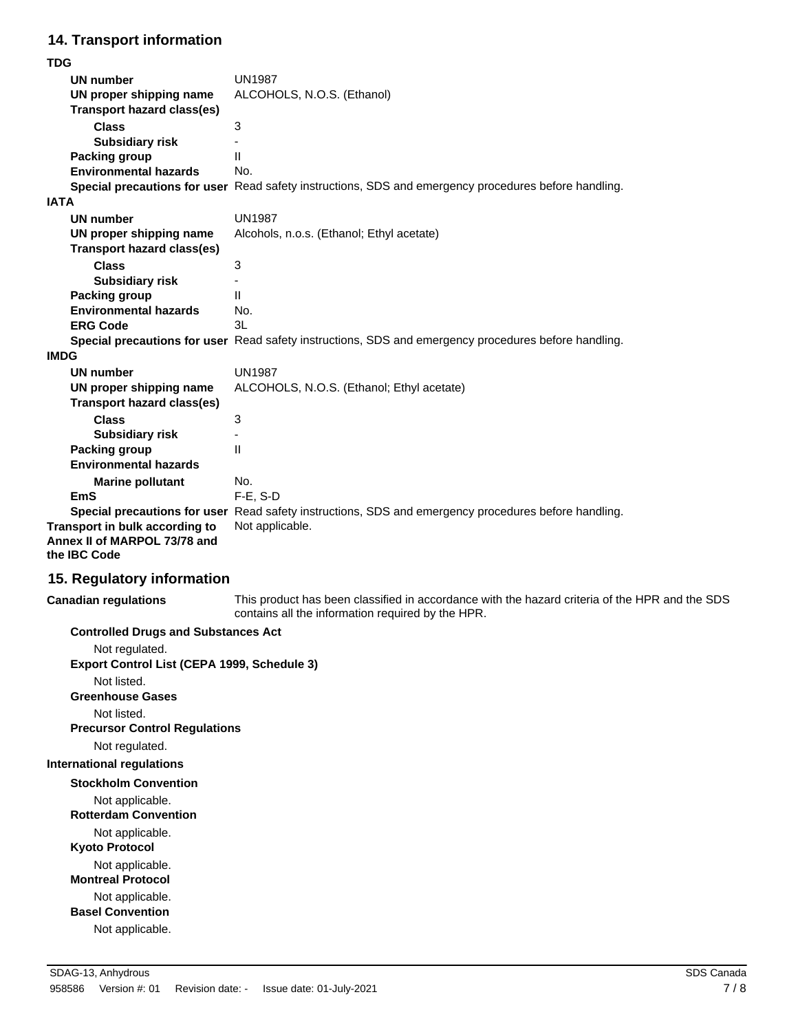## 14. Transport information

**TDG**

**UN number** UN1987
**UN proper shipping name** ALCOHOLS, N.O.S. (Ethanol)
**Transport hazard class(es)**
**Class** 3
**Subsidiary risk** -
**Packing group** II
**Environmental hazards** No.
**Special precautions for user** Read safety instructions, SDS and emergency procedures before handling.

**IATA**

**UN number** UN1987
**UN proper shipping name** Alcohols, n.o.s. (Ethanol; Ethyl acetate)
**Transport hazard class(es)**
**Class** 3
**Subsidiary risk** -
**Packing group** II
**Environmental hazards** No.
**ERG Code** 3L
**Special precautions for user** Read safety instructions, SDS and emergency procedures before handling.

**IMDG**

**UN number** UN1987
**UN proper shipping name** ALCOHOLS, N.O.S. (Ethanol; Ethyl acetate)
**Transport hazard class(es)**
**Class** 3
**Subsidiary risk** -
**Packing group** II
**Environmental hazards**
**Marine pollutant** No.
**EmS** F-E, S-D
**Special precautions for user** Read safety instructions, SDS and emergency procedures before handling.

**Transport in bulk according to Annex II of MARPOL 73/78 and the IBC Code** Not applicable.

## 15. Regulatory information

**Canadian regulations** This product has been classified in accordance with the hazard criteria of the HPR and the SDS contains all the information required by the HPR.

**Controlled Drugs and Substances Act**

Not regulated.

**Export Control List (CEPA 1999, Schedule 3)**

Not listed.

**Greenhouse Gases**

Not listed.

**Precursor Control Regulations**

Not regulated.

**International regulations**

**Stockholm Convention**

Not applicable.

**Rotterdam Convention**

Not applicable.

**Kyoto Protocol**

Not applicable.

**Montreal Protocol**

Not applicable.

**Basel Convention**

Not applicable.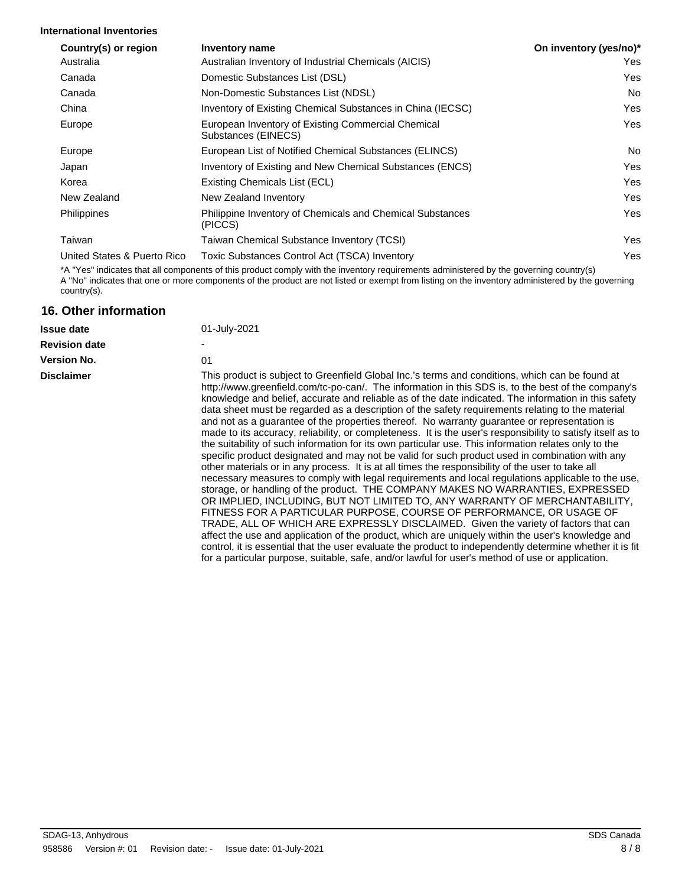**International Inventories**

| Country(s) or region | Inventory name | On inventory (yes/no)* |
|---|---|---|
| Australia | Australian Inventory of Industrial Chemicals (AICIS) | Yes |
| Canada | Domestic Substances List (DSL) | Yes |
| Canada | Non-Domestic Substances List (NDSL) | No |
| China | Inventory of Existing Chemical Substances in China (IECSC) | Yes |
| Europe | European Inventory of Existing Commercial Chemical Substances (EINECS) | Yes |
| Europe | European List of Notified Chemical Substances (ELINCS) | No |
| Japan | Inventory of Existing and New Chemical Substances (ENCS) | Yes |
| Korea | Existing Chemicals List (ECL) | Yes |
| New Zealand | New Zealand Inventory | Yes |
| Philippines | Philippine Inventory of Chemicals and Chemical Substances (PICCS) | Yes |
| Taiwan | Taiwan Chemical Substance Inventory (TCSI) | Yes |
| United States & Puerto Rico | Toxic Substances Control Act (TSCA) Inventory | Yes |

*A "Yes" indicates that all components of this product comply with the inventory requirements administered by the governing country(s)
A "No" indicates that one or more components of the product are not listed or exempt from listing on the inventory administered by the governing country(s).

## 16. Other information

**Issue date** 01-July-2021

**Revision date** -

**Version No.** 01

**Disclaimer** This product is subject to Greenfield Global Inc.'s terms and conditions, which can be found at http://www.greenfield.com/tc-po-can/. The information in this SDS is, to the best of the company's knowledge and belief, accurate and reliable as of the date indicated. The information in this safety data sheet must be regarded as a description of the safety requirements relating to the material and not as a guarantee of the properties thereof. No warranty guarantee or representation is made to its accuracy, reliability, or completeness. It is the user's responsibility to satisfy itself as to the suitability of such information for its own particular use. This information relates only to the specific product designated and may not be valid for such product used in combination with any other materials or in any process. It is at all times the responsibility of the user to take all necessary measures to comply with legal requirements and local regulations applicable to the use, storage, or handling of the product. THE COMPANY MAKES NO WARRANTIES, EXPRESSED OR IMPLIED, INCLUDING, BUT NOT LIMITED TO, ANY WARRANTY OF MERCHANTABILITY, FITNESS FOR A PARTICULAR PURPOSE, COURSE OF PERFORMANCE, OR USAGE OF TRADE, ALL OF WHICH ARE EXPRESSLY DISCLAIMED. Given the variety of factors that can affect the use and application of the product, which are uniquely within the user's knowledge and control, it is essential that the user evaluate the product to independently determine whether it is fit for a particular purpose, suitable, safe, and/or lawful for user's method of use or application.